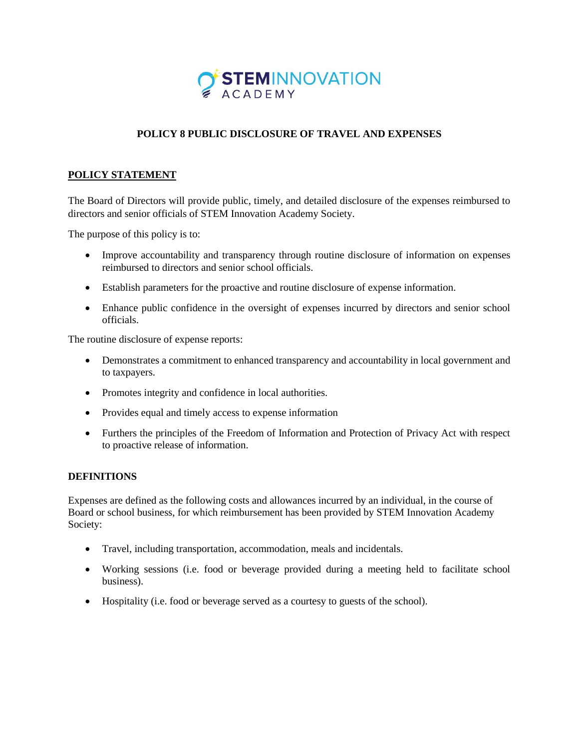# POLICY 8 PUBLIC DISCLOSURE OF TRAVEL AND EXPENSES

## POLICY STATEMENT

The Board of Directors will provide public, timely, and detailed disclosure of the expenses reimbursed to directors and senior officials of STEM Innovation Academy Society.

The purpose of this policy is to:

- Improve accountability and transparency through routine disclosure of information on expenses reimbursed to directors and senior school officials.
- Establish parameters for the proactive and routine disclosure of expense information.
- Enhance public confidence in the oversight of expenses incurred by directors and senior school officials.

The routine disclosure of expense reports:

- Demonstrates a commitment to enhanced transparency and accountability in local government and to taxpayers.
- Promotes integrity and confidence in local authorities.
- Provides equal and timely access to expense information
- Furthers the principles of the Freedom of Information and Protection of Privacy Act with respect to proactive release of information.

## DEFINITIONS

Expenses are defined as the following costs and allowances incurred by an individual, in the course of Board or school business, for which reimbursement has been provided by STEM Innovation Academy Society:

- Travel, including transportation, accommodation, meals and incidentals.
- Working sessions (i.e. food or beverage provided during a meeting held to facilitate school business).
- Hospitality (i.e. food or beverage served as a courtesy to guests of the school).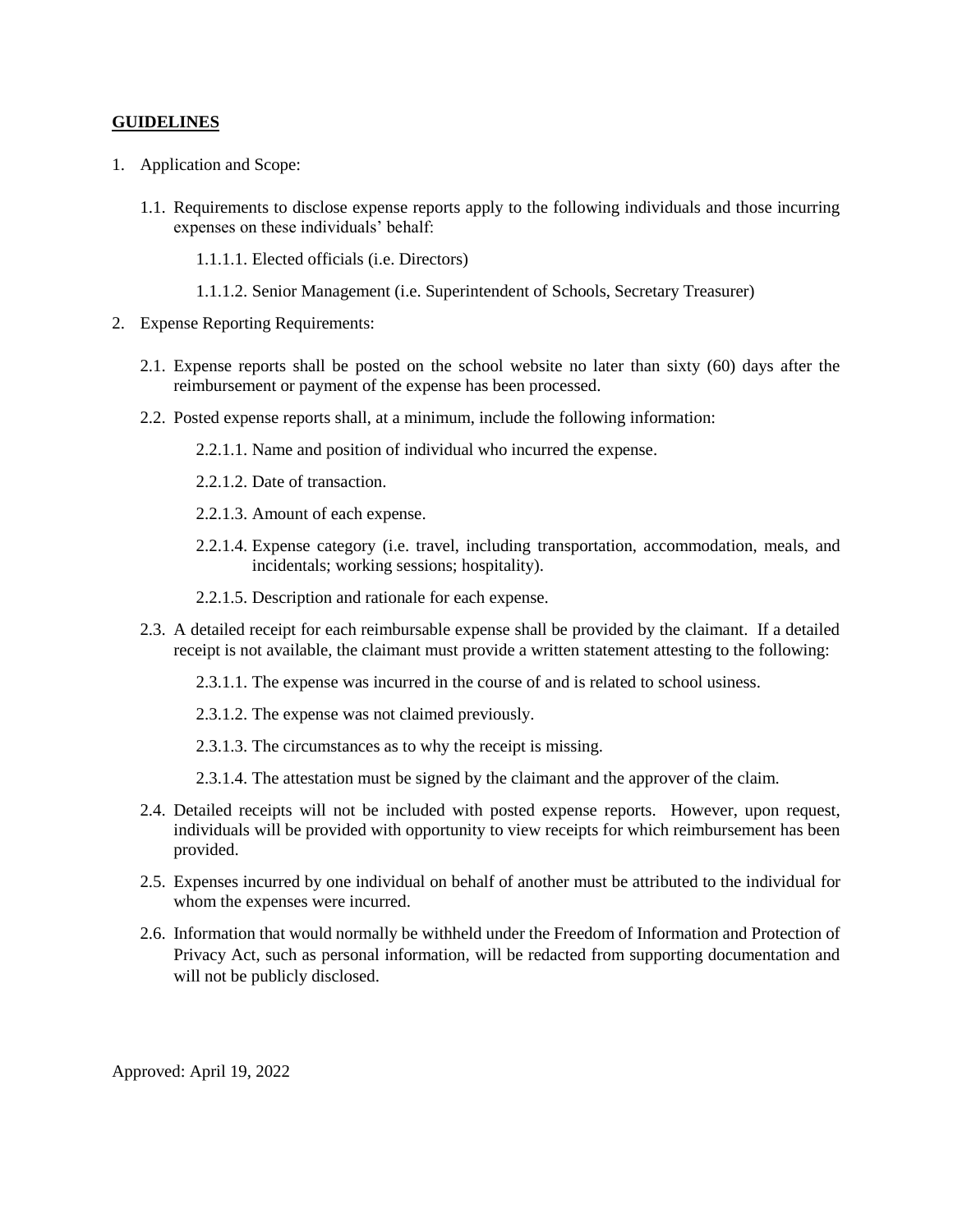## GUIDELINES

1. Application and Scope:

   1.1. Requirements to disclose expense reports apply to the following individuals and those incurring expenses on these individuals' behalf:

      1.1.1.1. Elected officials (i.e. Directors)

      1.1.1.2. Senior Management (i.e. Superintendent of Schools, Secretary Treasurer)

2. Expense Reporting Requirements:

   2.1. Expense reports shall be posted on the school website no later than sixty (60) days after the reimbursement or payment of the expense has been processed.

   2.2. Posted expense reports shall, at a minimum, include the following information:

      2.2.1.1. Name and position of individual who incurred the expense.

      2.2.1.2. Date of transaction.

      2.2.1.3. Amount of each expense.

      2.2.1.4. Expense category (i.e. travel, including transportation, accommodation, meals, and incidentals; working sessions; hospitality).

      2.2.1.5. Description and rationale for each expense.

   2.3. A detailed receipt for each reimbursable expense shall be provided by the claimant. If a detailed receipt is not available, the claimant must provide a written statement attesting to the following:

      2.3.1.1. The expense was incurred in the course of and is related to school usiness.

      2.3.1.2. The expense was not claimed previously.

      2.3.1.3. The circumstances as to why the receipt is missing.

      2.3.1.4. The attestation must be signed by the claimant and the approver of the claim.

   2.4. Detailed receipts will not be included with posted expense reports. However, upon request, individuals will be provided with opportunity to view receipts for which reimbursement has been provided.

   2.5. Expenses incurred by one individual on behalf of another must be attributed to the individual for whom the expenses were incurred.

   2.6. Information that would normally be withheld under the Freedom of Information and Protection of Privacy Act, such as personal information, will be redacted from supporting documentation and will not be publicly disclosed.

Approved: April 19, 2022